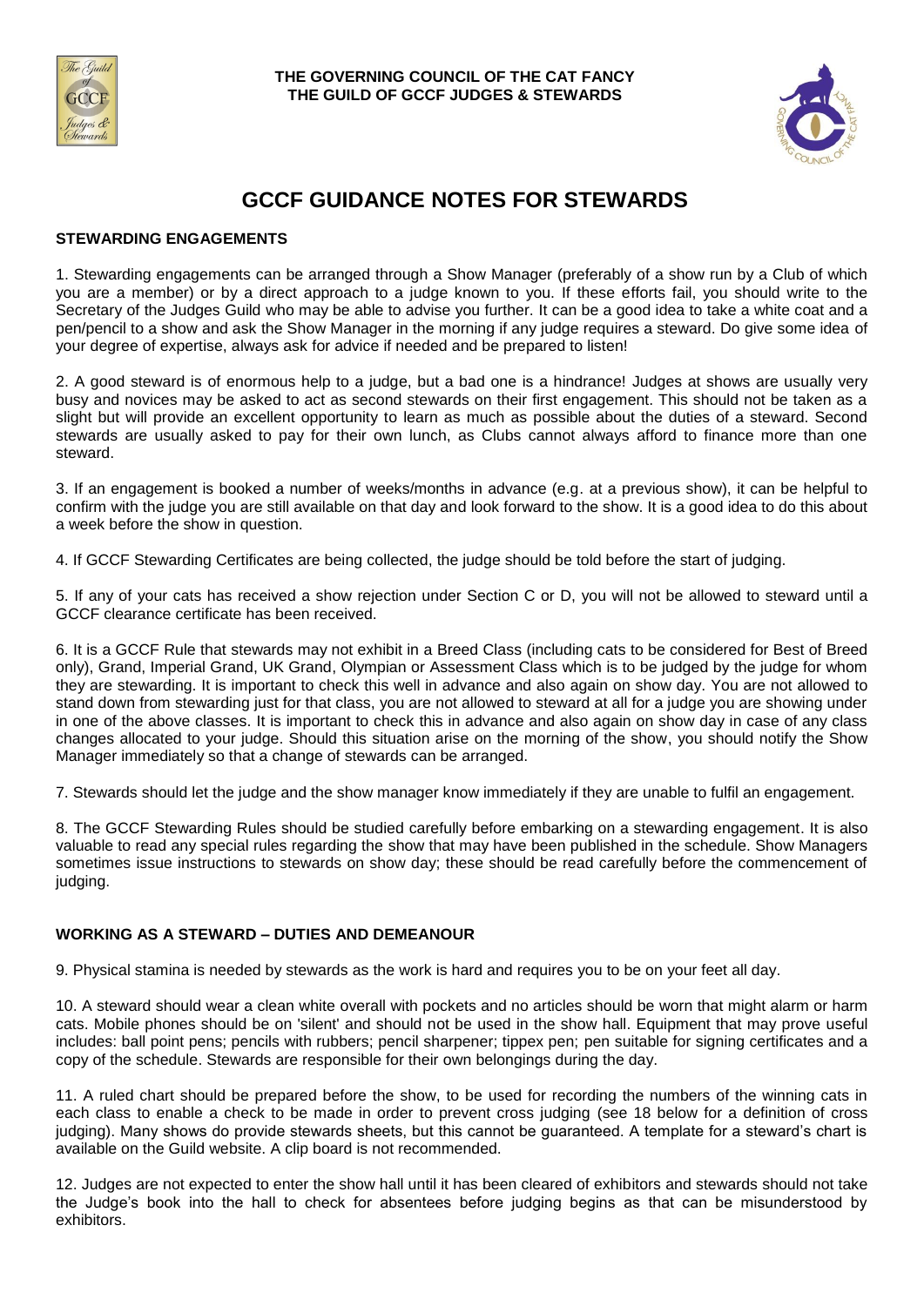THE GOVERNING COUNCIL OF THE CAT FANCY
THE GUILD OF GCCF JUDGES & STEWARDS

# GCCF GUIDANCE NOTES FOR STEWARDS

## STEWARDING ENGAGEMENTS

1. Stewarding engagements can be arranged through a Show Manager (preferably of a show run by a Club of which you are a member) or by a direct approach to a judge known to you. If these efforts fail, you should write to the Secretary of the Judges Guild who may be able to advise you further. It can be a good idea to take a white coat and a pen/pencil to a show and ask the Show Manager in the morning if any judge requires a steward. Do give some idea of your degree of expertise, always ask for advice if needed and be prepared to listen!

2. A good steward is of enormous help to a judge, but a bad one is a hindrance! Judges at shows are usually very busy and novices may be asked to act as second stewards on their first engagement. This should not be taken as a slight but will provide an excellent opportunity to learn as much as possible about the duties of a steward. Second stewards are usually asked to pay for their own lunch, as Clubs cannot always afford to finance more than one steward.

3. If an engagement is booked a number of weeks/months in advance (e.g. at a previous show), it can be helpful to confirm with the judge you are still available on that day and look forward to the show. It is a good idea to do this about a week before the show in question.

4. If GCCF Stewarding Certificates are being collected, the judge should be told before the start of judging.

5. If any of your cats has received a show rejection under Section C or D, you will not be allowed to steward until a GCCF clearance certificate has been received.

6. It is a GCCF Rule that stewards may not exhibit in a Breed Class (including cats to be considered for Best of Breed only), Grand, Imperial Grand, UK Grand, Olympian or Assessment Class which is to be judged by the judge for whom they are stewarding. It is important to check this well in advance and also again on show day. You are not allowed to stand down from stewarding just for that class, you are not allowed to steward at all for a judge you are showing under in one of the above classes. It is important to check this in advance and also again on show day in case of any class changes allocated to your judge. Should this situation arise on the morning of the show, you should notify the Show Manager immediately so that a change of stewards can be arranged.

7. Stewards should let the judge and the show manager know immediately if they are unable to fulfil an engagement.

8. The GCCF Stewarding Rules should be studied carefully before embarking on a stewarding engagement. It is also valuable to read any special rules regarding the show that may have been published in the schedule. Show Managers sometimes issue instructions to stewards on show day; these should be read carefully before the commencement of judging.

## WORKING AS A STEWARD – DUTIES AND DEMEANOUR

9. Physical stamina is needed by stewards as the work is hard and requires you to be on your feet all day.

10. A steward should wear a clean white overall with pockets and no articles should be worn that might alarm or harm cats. Mobile phones should be on 'silent' and should not be used in the show hall. Equipment that may prove useful includes: ball point pens; pencils with rubbers; pencil sharpener; tippex pen; pen suitable for signing certificates and a copy of the schedule. Stewards are responsible for their own belongings during the day.

11. A ruled chart should be prepared before the show, to be used for recording the numbers of the winning cats in each class to enable a check to be made in order to prevent cross judging (see 18 below for a definition of cross judging). Many shows do provide stewards sheets, but this cannot be guaranteed. A template for a steward's chart is available on the Guild website. A clip board is not recommended.

12. Judges are not expected to enter the show hall until it has been cleared of exhibitors and stewards should not take the Judge's book into the hall to check for absentees before judging begins as that can be misunderstood by exhibitors.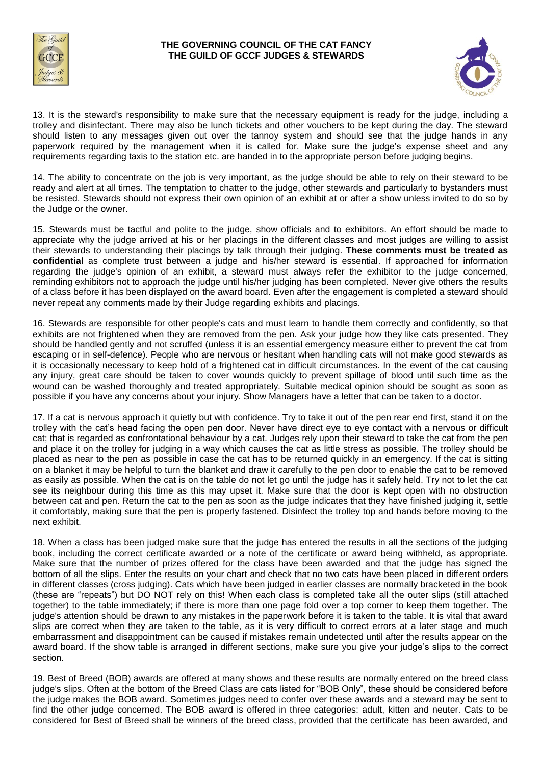13. It is the steward's responsibility to make sure that the necessary equipment is ready for the judge, including a trolley and disinfectant. There may also be lunch tickets and other vouchers to be kept during the day. The steward should listen to any messages given out over the tannoy system and should see that the judge hands in any paperwork required by the management when it is called for. Make sure the judge's expense sheet and any requirements regarding taxis to the station etc. are handed in to the appropriate person before judging begins.

14. The ability to concentrate on the job is very important, as the judge should be able to rely on their steward to be ready and alert at all times. The temptation to chatter to the judge, other stewards and particularly to bystanders must be resisted. Stewards should not express their own opinion of an exhibit at or after a show unless invited to do so by the Judge or the owner.

15. Stewards must be tactful and polite to the judge, show officials and to exhibitors. An effort should be made to appreciate why the judge arrived at his or her placings in the different classes and most judges are willing to assist their stewards to understanding their placings by talk through their judging. **These comments must be treated as confidential** as complete trust between a judge and his/her steward is essential. If approached for information regarding the judge's opinion of an exhibit, a steward must always refer the exhibitor to the judge concerned, reminding exhibitors not to approach the judge until his/her judging has been completed. Never give others the results of a class before it has been displayed on the award board. Even after the engagement is completed a steward should never repeat any comments made by their Judge regarding exhibits and placings.

16. Stewards are responsible for other people's cats and must learn to handle them correctly and confidently, so that exhibits are not frightened when they are removed from the pen. Ask your judge how they like cats presented. They should be handled gently and not scruffed (unless it is an essential emergency measure either to prevent the cat from escaping or in self-defence). People who are nervous or hesitant when handling cats will not make good stewards as it is occasionally necessary to keep hold of a frightened cat in difficult circumstances. In the event of the cat causing any injury, great care should be taken to cover wounds quickly to prevent spillage of blood until such time as the wound can be washed thoroughly and treated appropriately. Suitable medical opinion should be sought as soon as possible if you have any concerns about your injury. Show Managers have a letter that can be taken to a doctor.

17. If a cat is nervous approach it quietly but with confidence. Try to take it out of the pen rear end first, stand it on the trolley with the cat's head facing the open pen door. Never have direct eye to eye contact with a nervous or difficult cat; that is regarded as confrontational behaviour by a cat. Judges rely upon their steward to take the cat from the pen and place it on the trolley for judging in a way which causes the cat as little stress as possible. The trolley should be placed as near to the pen as possible in case the cat has to be returned quickly in an emergency. If the cat is sitting on a blanket it may be helpful to turn the blanket and draw it carefully to the pen door to enable the cat to be removed as easily as possible. When the cat is on the table do not let go until the judge has it safely held. Try not to let the cat see its neighbour during this time as this may upset it. Make sure that the door is kept open with no obstruction between cat and pen. Return the cat to the pen as soon as the judge indicates that they have finished judging it, settle it comfortably, making sure that the pen is properly fastened. Disinfect the trolley top and hands before moving to the next exhibit.

18. When a class has been judged make sure that the judge has entered the results in all the sections of the judging book, including the correct certificate awarded or a note of the certificate or award being withheld, as appropriate. Make sure that the number of prizes offered for the class have been awarded and that the judge has signed the bottom of all the slips. Enter the results on your chart and check that no two cats have been placed in different orders in different classes (cross judging). Cats which have been judged in earlier classes are normally bracketed in the book (these are "repeats") but DO NOT rely on this! When each class is completed take all the outer slips (still attached together) to the table immediately; if there is more than one page fold over a top corner to keep them together. The judge's attention should be drawn to any mistakes in the paperwork before it is taken to the table. It is vital that award slips are correct when they are taken to the table, as it is very difficult to correct errors at a later stage and much embarrassment and disappointment can be caused if mistakes remain undetected until after the results appear on the award board. If the show table is arranged in different sections, make sure you give your judge's slips to the correct section.

19. Best of Breed (BOB) awards are offered at many shows and these results are normally entered on the breed class judge's slips. Often at the bottom of the Breed Class are cats listed for "BOB Only", these should be considered before the judge makes the BOB award. Sometimes judges need to confer over these awards and a steward may be sent to find the other judge concerned. The BOB award is offered in three categories: adult, kitten and neuter. Cats to be considered for Best of Breed shall be winners of the breed class, provided that the certificate has been awarded, and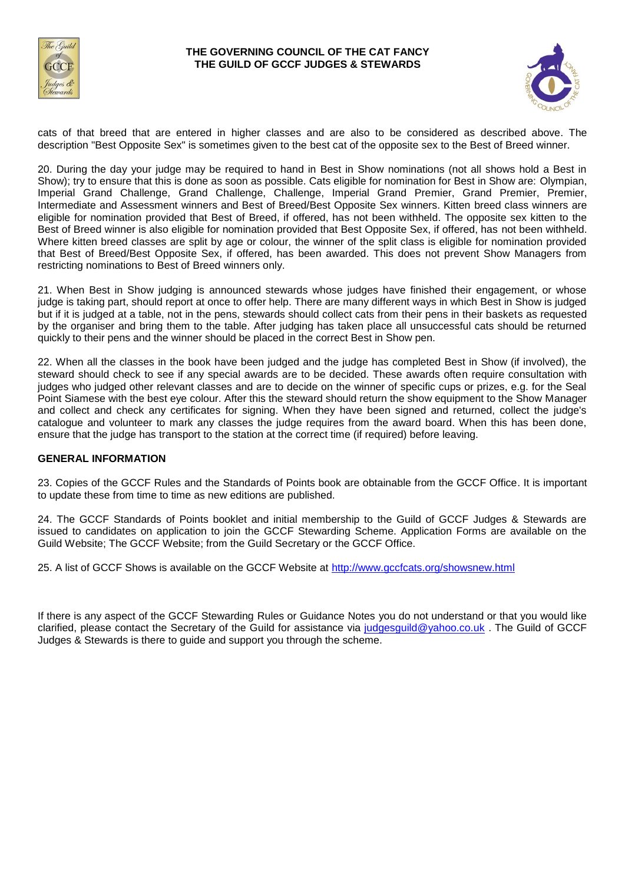cats of that breed that are entered in higher classes and are also to be considered as described above. The description "Best Opposite Sex" is sometimes given to the best cat of the opposite sex to the Best of Breed winner.

20. During the day your judge may be required to hand in Best in Show nominations (not all shows hold a Best in Show); try to ensure that this is done as soon as possible. Cats eligible for nomination for Best in Show are: Olympian, Imperial Grand Challenge, Grand Challenge, Challenge, Imperial Grand Premier, Grand Premier, Premier, Intermediate and Assessment winners and Best of Breed/Best Opposite Sex winners. Kitten breed class winners are eligible for nomination provided that Best of Breed, if offered, has not been withheld. The opposite sex kitten to the Best of Breed winner is also eligible for nomination provided that Best Opposite Sex, if offered, has not been withheld. Where kitten breed classes are split by age or colour, the winner of the split class is eligible for nomination provided that Best of Breed/Best Opposite Sex, if offered, has been awarded. This does not prevent Show Managers from restricting nominations to Best of Breed winners only.

21. When Best in Show judging is announced stewards whose judges have finished their engagement, or whose judge is taking part, should report at once to offer help. There are many different ways in which Best in Show is judged but if it is judged at a table, not in the pens, stewards should collect cats from their pens in their baskets as requested by the organiser and bring them to the table. After judging has taken place all unsuccessful cats should be returned quickly to their pens and the winner should be placed in the correct Best in Show pen.

22. When all the classes in the book have been judged and the judge has completed Best in Show (if involved), the steward should check to see if any special awards are to be decided. These awards often require consultation with judges who judged other relevant classes and are to decide on the winner of specific cups or prizes, e.g. for the Seal Point Siamese with the best eye colour. After this the steward should return the show equipment to the Show Manager and collect and check any certificates for signing. When they have been signed and returned, collect the judge's catalogue and volunteer to mark any classes the judge requires from the award board. When this has been done, ensure that the judge has transport to the station at the correct time (if required) before leaving.

## GENERAL INFORMATION

23. Copies of the GCCF Rules and the Standards of Points book are obtainable from the GCCF Office. It is important to update these from time to time as new editions are published.

24. The GCCF Standards of Points booklet and initial membership to the Guild of GCCF Judges & Stewards are issued to candidates on application to join the GCCF Stewarding Scheme. Application Forms are available on the Guild Website; The GCCF Website; from the Guild Secretary or the GCCF Office.

25. A list of GCCF Shows is available on the GCCF Website at http://www.gccfcats.org/showsnew.html

If there is any aspect of the GCCF Stewarding Rules or Guidance Notes you do not understand or that you would like clarified, please contact the Secretary of the Guild for assistance via judgesguild@yahoo.co.uk . The Guild of GCCF Judges & Stewards is there to guide and support you through the scheme.